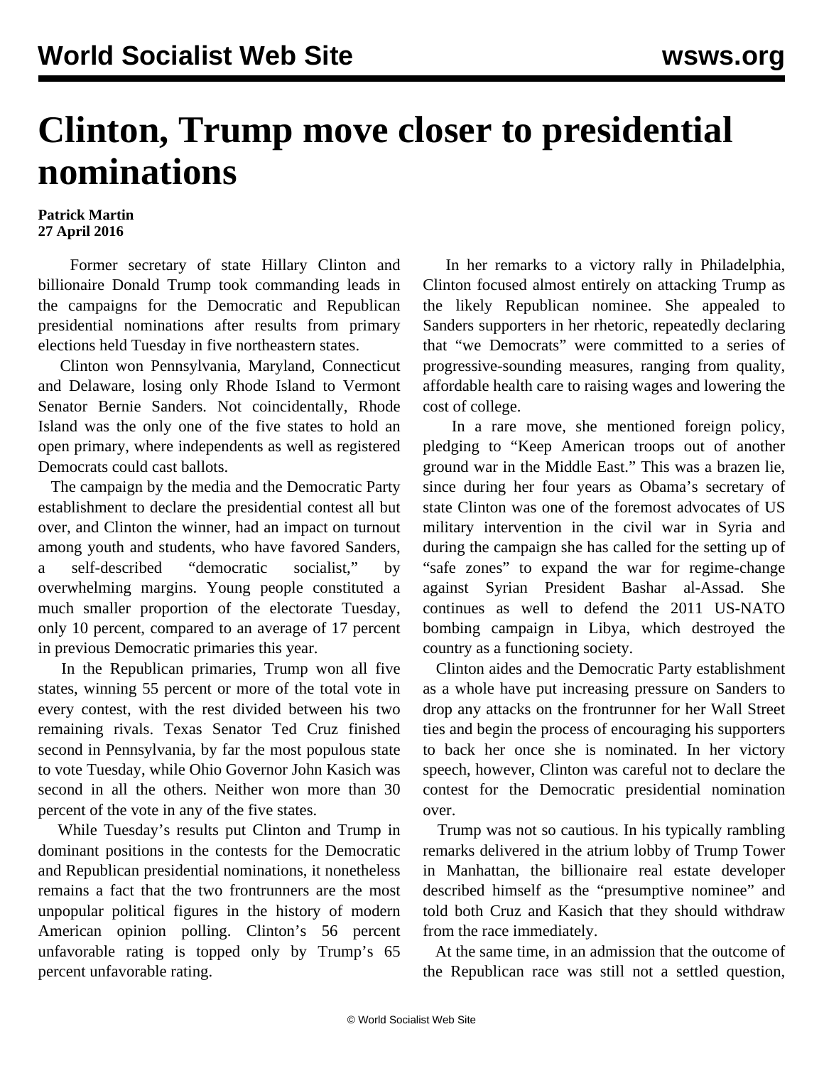# Clinton, Trump move closer to presidential nominations

**Patrick Martin**
**27 April 2016**

Former secretary of state Hillary Clinton and billionaire Donald Trump took commanding leads in the campaigns for the Democratic and Republican presidential nominations after results from primary elections held Tuesday in five northeastern states.

Clinton won Pennsylvania, Maryland, Connecticut and Delaware, losing only Rhode Island to Vermont Senator Bernie Sanders. Not coincidentally, Rhode Island was the only one of the five states to hold an open primary, where independents as well as registered Democrats could cast ballots.

The campaign by the media and the Democratic Party establishment to declare the presidential contest all but over, and Clinton the winner, had an impact on turnout among youth and students, who have favored Sanders, a self-described "democratic socialist," by overwhelming margins. Young people constituted a much smaller proportion of the electorate Tuesday, only 10 percent, compared to an average of 17 percent in previous Democratic primaries this year.

In the Republican primaries, Trump won all five states, winning 55 percent or more of the total vote in every contest, with the rest divided between his two remaining rivals. Texas Senator Ted Cruz finished second in Pennsylvania, by far the most populous state to vote Tuesday, while Ohio Governor John Kasich was second in all the others. Neither won more than 30 percent of the vote in any of the five states.

While Tuesday's results put Clinton and Trump in dominant positions in the contests for the Democratic and Republican presidential nominations, it nonetheless remains a fact that the two frontrunners are the most unpopular political figures in the history of modern American opinion polling. Clinton's 56 percent unfavorable rating is topped only by Trump's 65 percent unfavorable rating.

In her remarks to a victory rally in Philadelphia, Clinton focused almost entirely on attacking Trump as the likely Republican nominee. She appealed to Sanders supporters in her rhetoric, repeatedly declaring that "we Democrats" were committed to a series of progressive-sounding measures, ranging from quality, affordable health care to raising wages and lowering the cost of college.

In a rare move, she mentioned foreign policy, pledging to "Keep American troops out of another ground war in the Middle East." This was a brazen lie, since during her four years as Obama's secretary of state Clinton was one of the foremost advocates of US military intervention in the civil war in Syria and during the campaign she has called for the setting up of "safe zones" to expand the war for regime-change against Syrian President Bashar al-Assad. She continues as well to defend the 2011 US-NATO bombing campaign in Libya, which destroyed the country as a functioning society.

Clinton aides and the Democratic Party establishment as a whole have put increasing pressure on Sanders to drop any attacks on the frontrunner for her Wall Street ties and begin the process of encouraging his supporters to back her once she is nominated. In her victory speech, however, Clinton was careful not to declare the contest for the Democratic presidential nomination over.

Trump was not so cautious. In his typically rambling remarks delivered in the atrium lobby of Trump Tower in Manhattan, the billionaire real estate developer described himself as the "presumptive nominee" and told both Cruz and Kasich that they should withdraw from the race immediately.

At the same time, in an admission that the outcome of the Republican race was still not a settled question,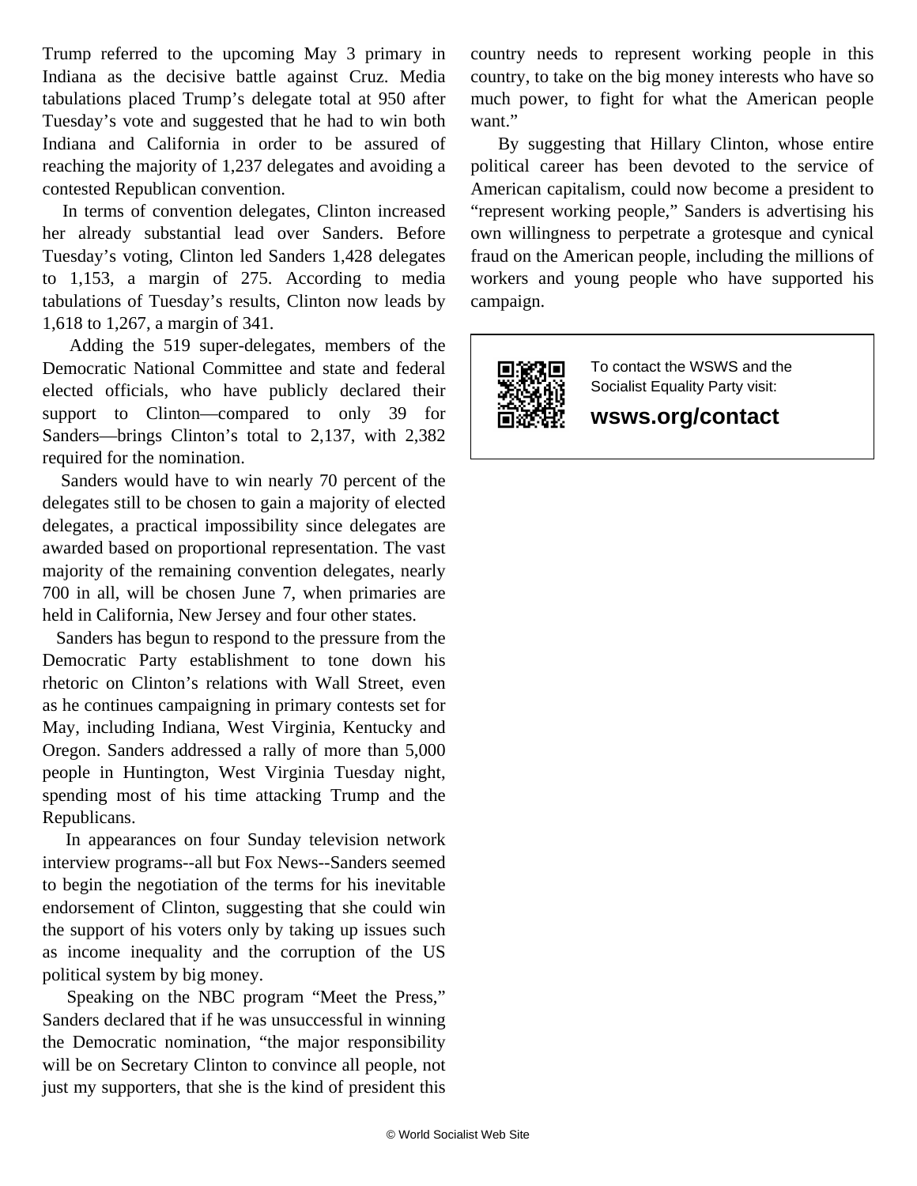Trump referred to the upcoming May 3 primary in Indiana as the decisive battle against Cruz. Media tabulations placed Trump's delegate total at 950 after Tuesday's vote and suggested that he had to win both Indiana and California in order to be assured of reaching the majority of 1,237 delegates and avoiding a contested Republican convention.

In terms of convention delegates, Clinton increased her already substantial lead over Sanders. Before Tuesday's voting, Clinton led Sanders 1,428 delegates to 1,153, a margin of 275. According to media tabulations of Tuesday's results, Clinton now leads by 1,618 to 1,267, a margin of 341.

Adding the 519 super-delegates, members of the Democratic National Committee and state and federal elected officials, who have publicly declared their support to Clinton—compared to only 39 for Sanders—brings Clinton's total to 2,137, with 2,382 required for the nomination.

Sanders would have to win nearly 70 percent of the delegates still to be chosen to gain a majority of elected delegates, a practical impossibility since delegates are awarded based on proportional representation. The vast majority of the remaining convention delegates, nearly 700 in all, will be chosen June 7, when primaries are held in California, New Jersey and four other states.

Sanders has begun to respond to the pressure from the Democratic Party establishment to tone down his rhetoric on Clinton's relations with Wall Street, even as he continues campaigning in primary contests set for May, including Indiana, West Virginia, Kentucky and Oregon. Sanders addressed a rally of more than 5,000 people in Huntington, West Virginia Tuesday night, spending most of his time attacking Trump and the Republicans.

In appearances on four Sunday television network interview programs--all but Fox News--Sanders seemed to begin the negotiation of the terms for his inevitable endorsement of Clinton, suggesting that she could win the support of his voters only by taking up issues such as income inequality and the corruption of the US political system by big money.

Speaking on the NBC program "Meet the Press," Sanders declared that if he was unsuccessful in winning the Democratic nomination, "the major responsibility will be on Secretary Clinton to convince all people, not just my supporters, that she is the kind of president this country needs to represent working people in this country, to take on the big money interests who have so much power, to fight for what the American people want."

By suggesting that Hillary Clinton, whose entire political career has been devoted to the service of American capitalism, could now become a president to "represent working people," Sanders is advertising his own willingness to perpetrate a grotesque and cynical fraud on the American people, including the millions of workers and young people who have supported his campaign.

To contact the WSWS and the Socialist Equality Party visit:

**wsws.org/contact**